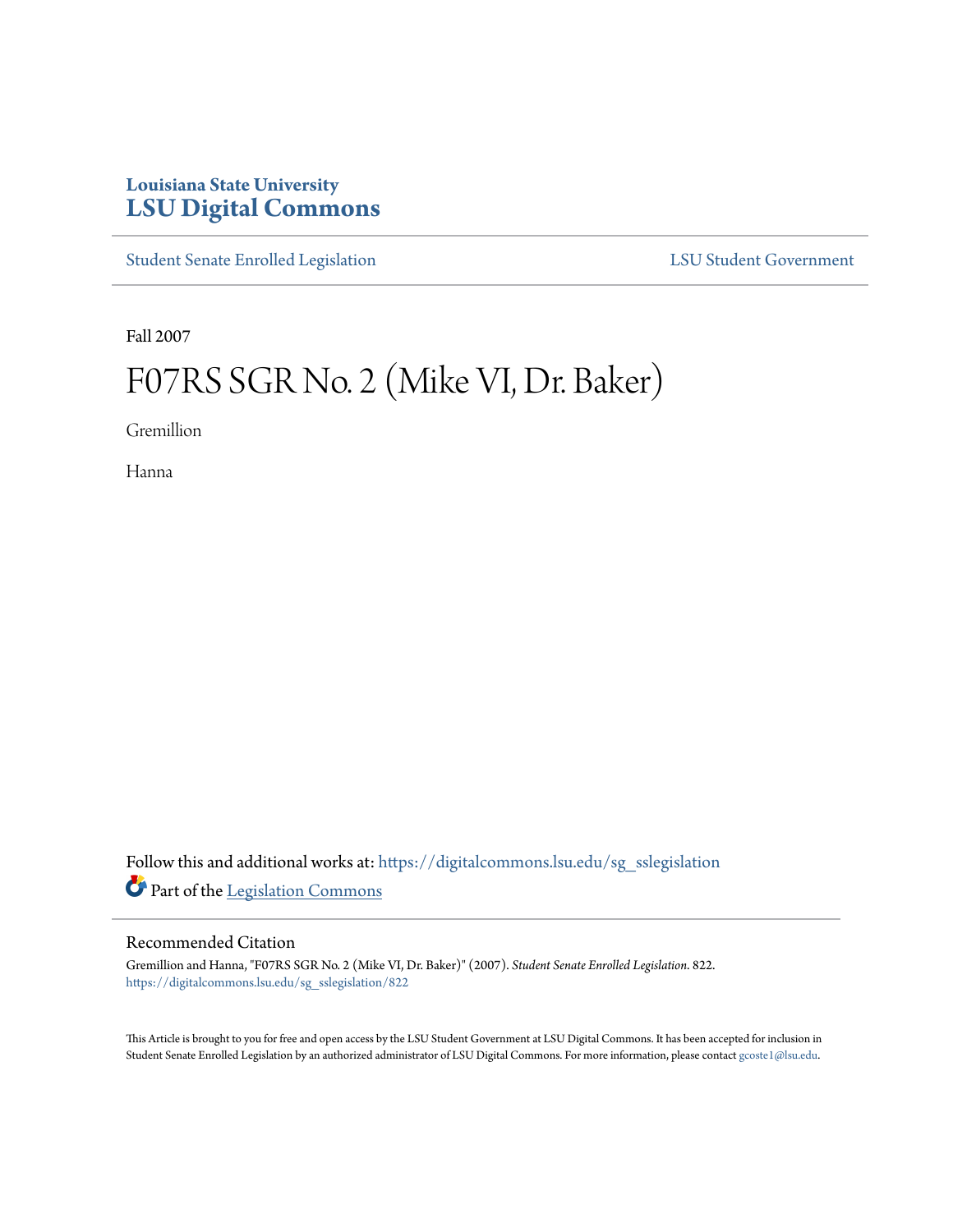Louisiana State University
# LSU Digital Commons

Student Senate Enrolled Legislation | LSU Student Government

Fall 2007

# F07RS SGR No. 2 (Mike VI, Dr. Baker)

Gremillion

Hanna

Follow this and additional works at: https://digitalcommons.lsu.edu/sg_sslegislation

Part of the Legislation Commons

## Recommended Citation

Gremillion and Hanna, "F07RS SGR No. 2 (Mike VI, Dr. Baker)" (2007). *Student Senate Enrolled Legislation*. 822.
https://digitalcommons.lsu.edu/sg_sslegislation/822

This Article is brought to you for free and open access by the LSU Student Government at LSU Digital Commons. It has been accepted for inclusion in Student Senate Enrolled Legislation by an authorized administrator of LSU Digital Commons. For more information, please contact gcoste1@lsu.edu.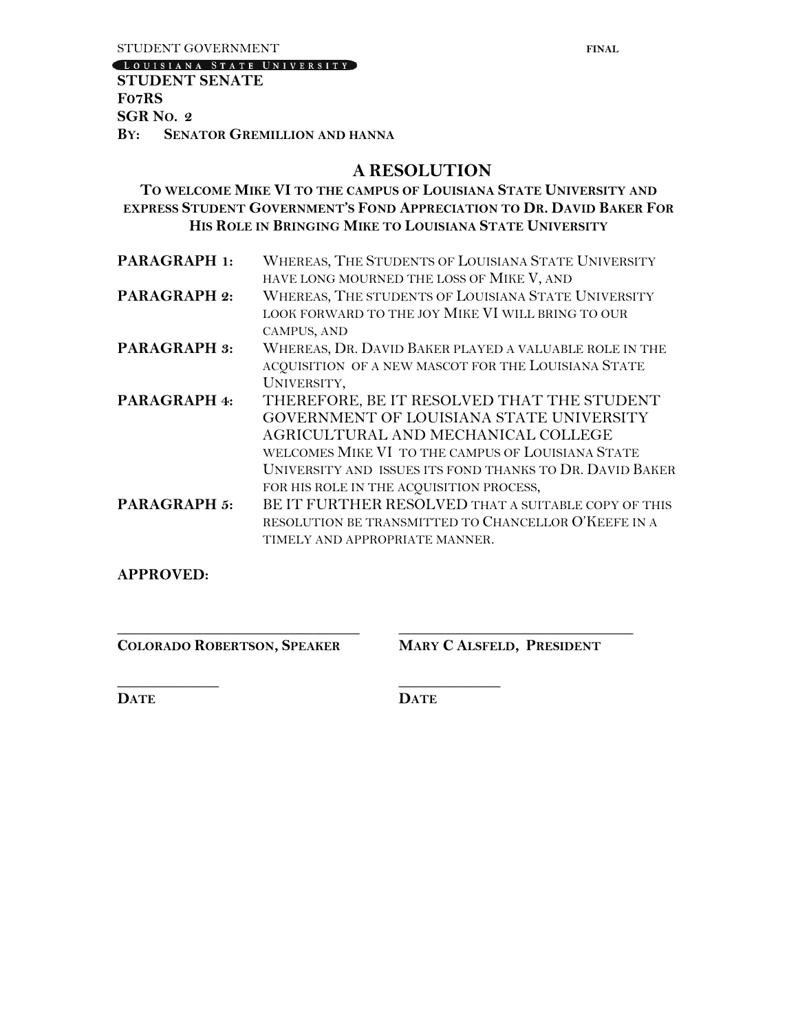STUDENT GOVERNMENT **FINAL**

LOUISIANA STATE UNIVERSITY

**STUDENT SENATE**
**F07RS**
**SGR NO. 2**
**BY: SENATOR GREMILLION AND HANNA**

# A RESOLUTION

## TO WELCOME MIKE VI TO THE CAMPUS OF LOUISIANA STATE UNIVERSITY AND EXPRESS STUDENT GOVERNMENT'S FOND APPRECIATION TO DR. DAVID BAKER FOR HIS ROLE IN BRINGING MIKE TO LOUISIANA STATE UNIVERSITY

**PARAGRAPH 1:** WHEREAS, THE STUDENTS OF LOUISIANA STATE UNIVERSITY HAVE LONG MOURNED THE LOSS OF MIKE V, AND

**PARAGRAPH 2:** WHEREAS, THE STUDENTS OF LOUISIANA STATE UNIVERSITY LOOK FORWARD TO THE JOY MIKE VI WILL BRING TO OUR CAMPUS, AND

**PARAGRAPH 3:** WHEREAS, DR. DAVID BAKER PLAYED A VALUABLE ROLE IN THE ACQUISITION OF A NEW MASCOT FOR THE LOUISIANA STATE UNIVERSITY,

**PARAGRAPH 4:** THEREFORE, BE IT RESOLVED THAT THE STUDENT GOVERNMENT OF LOUISIANA STATE UNIVERSITY AGRICULTURAL AND MECHANICAL COLLEGE WELCOMES MIKE VI TO THE CAMPUS OF LOUISIANA STATE UNIVERSITY AND ISSUES ITS FOND THANKS TO DR. DAVID BAKER FOR HIS ROLE IN THE ACQUISITION PROCESS,

**PARAGRAPH 5:** BE IT FURTHER RESOLVED THAT A SUITABLE COPY OF THIS RESOLUTION BE TRANSMITTED TO CHANCELLOR O'KEEFE IN A TIMELY AND APPROPRIATE MANNER.

**APPROVED:**

______________________________
**COLORADO ROBERTSON, SPEAKER**

______________________________
**MARY C ALSFELD, PRESIDENT**

____________
**DATE**

____________
**DATE**